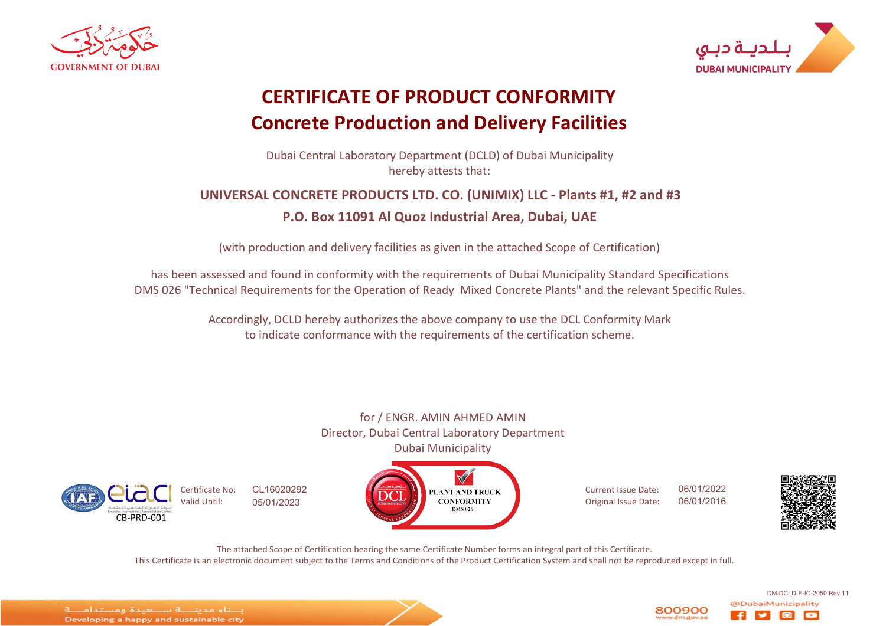GOVERNMENT OF DUBAI

DUBAI MUNICIPALITY

# CERTIFICATE OF PRODUCT CONFORMITY
## Concrete Production and Delivery Facilities

Dubai Central Laboratory Department (DCLD) of Dubai Municipality
hereby attests that:

**UNIVERSAL CONCRETE PRODUCTS LTD. CO. (UNIMIX) LLC - Plants #1, #2 and #3**

**P.O. Box 11091 Al Quoz Industrial Area, Dubai, UAE**

(with production and delivery facilities as given in the attached Scope of Certification)

has been assessed and found in conformity with the requirements of Dubai Municipality Standard Specifications DMS 026 "Technical Requirements for the Operation of Ready Mixed Concrete Plants" and the relevant Specific Rules.

Accordingly, DCLD hereby authorizes the above company to use the DCL Conformity Mark to indicate conformance with the requirements of the certification scheme.

for / ENGR. AMIN AHMED AMIN
Director, Dubai Central Laboratory Department
Dubai Municipality

CB-PRD-001

| | | | |
|---|---|---|---|
| Certificate No: | CL16020292 | Current Issue Date: | 06/01/2022 |
| Valid Until: | 05/01/2023 | Original Issue Date: | 06/01/2016 |

PLANT AND TRUCK CONFORMITY DMS 026

The attached Scope of Certification bearing the same Certificate Number forms an integral part of this Certificate.
This Certificate is an electronic document subject to the Terms and Conditions of the Product Certification System and shall not be reproduced except in full.

DM-DCLD-F-IC-2050 Rev 11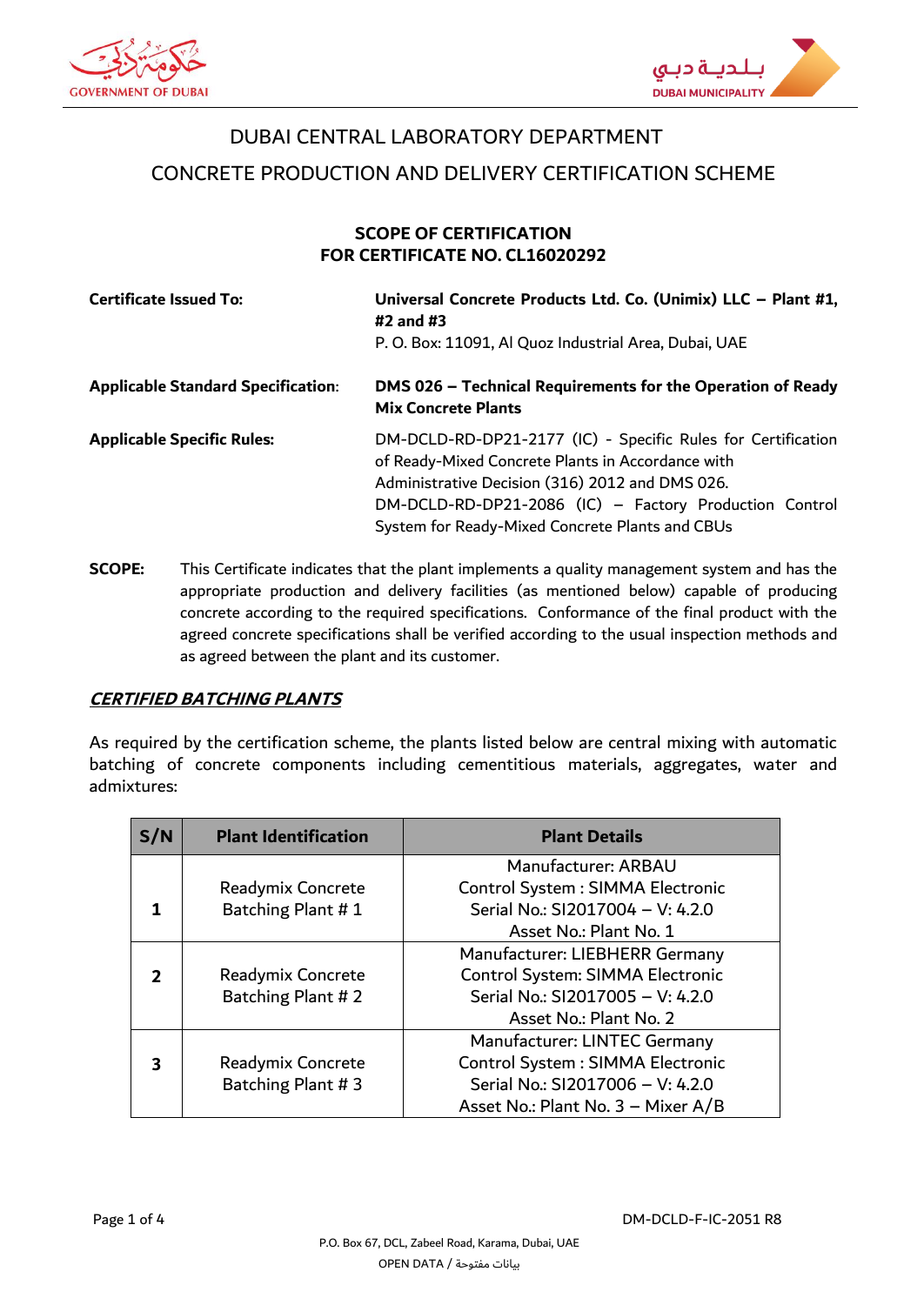DUBAI CENTRAL LABORATORY DEPARTMENT

CONCRETE PRODUCTION AND DELIVERY CERTIFICATION SCHEME

**SCOPE OF CERTIFICATION**
**FOR CERTIFICATE NO. CL16020292**

| | |
|---|---|
| **Certificate Issued To:** | **Universal Concrete Products Ltd. Co. (Unimix) LLC – Plant #1, #2 and #3**<br>P. O. Box: 11091, Al Quoz Industrial Area, Dubai, UAE |
| **Applicable Standard Specification:** | **DMS 026 – Technical Requirements for the Operation of Ready Mix Concrete Plants** |
| **Applicable Specific Rules:** | DM-DCLD-RD-DP21-2177 (IC) - Specific Rules for Certification of Ready-Mixed Concrete Plants in Accordance with Administrative Decision (316) 2012 and DMS 026.<br>DM-DCLD-RD-DP21-2086 (IC) – Factory Production Control System for Ready-Mixed Concrete Plants and CBUs |

**SCOPE:** This Certificate indicates that the plant implements a quality management system and has the appropriate production and delivery facilities (as mentioned below) capable of producing concrete according to the required specifications. Conformance of the final product with the agreed concrete specifications shall be verified according to the usual inspection methods and as agreed between the plant and its customer.

***CERTIFIED BATCHING PLANTS***

As required by the certification scheme, the plants listed below are central mixing with automatic batching of concrete components including cementitious materials, aggregates, water and admixtures:

| S/N | Plant Identification | Plant Details |
|---|---|---|
| **1** | Readymix Concrete Batching Plant # 1 | Manufacturer: ARBAU<br>Control System : SIMMA Electronic<br>Serial No.: SI2017004 – V: 4.2.0<br>Asset No.: Plant No. 1 |
| **2** | Readymix Concrete Batching Plant # 2 | Manufacturer: LIEBHERR Germany<br>Control System: SIMMA Electronic<br>Serial No.: SI2017005 – V: 4.2.0<br>Asset No.: Plant No. 2 |
| **3** | Readymix Concrete Batching Plant # 3 | Manufacturer: LINTEC Germany<br>Control System : SIMMA Electronic<br>Serial No.: SI2017006 – V: 4.2.0<br>Asset No.: Plant No. 3 – Mixer A/B |

DM-DCLD-F-IC-2051 R8

P.O. Box 67, DCL, Zabeel Road, Karama, Dubai, UAE

OPEN DATA / بيانات مفتوحة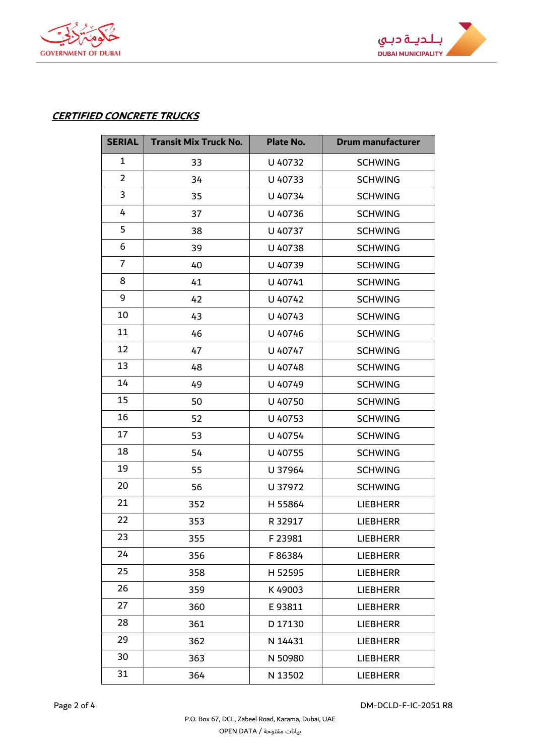***CERTIFIED CONCRETE TRUCKS***

| SERIAL | Transit Mix Truck No. | Plate No. | Drum manufacturer |
|---|---|---|---|
| 1 | 33 | U 40732 | SCHWING |
| 2 | 34 | U 40733 | SCHWING |
| 3 | 35 | U 40734 | SCHWING |
| 4 | 37 | U 40736 | SCHWING |
| 5 | 38 | U 40737 | SCHWING |
| 6 | 39 | U 40738 | SCHWING |
| 7 | 40 | U 40739 | SCHWING |
| 8 | 41 | U 40741 | SCHWING |
| 9 | 42 | U 40742 | SCHWING |
| 10 | 43 | U 40743 | SCHWING |
| 11 | 46 | U 40746 | SCHWING |
| 12 | 47 | U 40747 | SCHWING |
| 13 | 48 | U 40748 | SCHWING |
| 14 | 49 | U 40749 | SCHWING |
| 15 | 50 | U 40750 | SCHWING |
| 16 | 52 | U 40753 | SCHWING |
| 17 | 53 | U 40754 | SCHWING |
| 18 | 54 | U 40755 | SCHWING |
| 19 | 55 | U 37964 | SCHWING |
| 20 | 56 | U 37972 | SCHWING |
| 21 | 352 | H 55864 | LIEBHERR |
| 22 | 353 | R 32917 | LIEBHERR |
| 23 | 355 | F 23981 | LIEBHERR |
| 24 | 356 | F 86384 | LIEBHERR |
| 25 | 358 | H 52595 | LIEBHERR |
| 26 | 359 | K 49003 | LIEBHERR |
| 27 | 360 | E 93811 | LIEBHERR |
| 28 | 361 | D 17130 | LIEBHERR |
| 29 | 362 | N 14431 | LIEBHERR |
| 30 | 363 | N 50980 | LIEBHERR |
| 31 | 364 | N 13502 | LIEBHERR |

DM-DCLD-F-IC-2051 R8

P.O. Box 67, DCL, Zabeel Road, Karama, Dubai, UAE

OPEN DATA / بيانات مفتوحة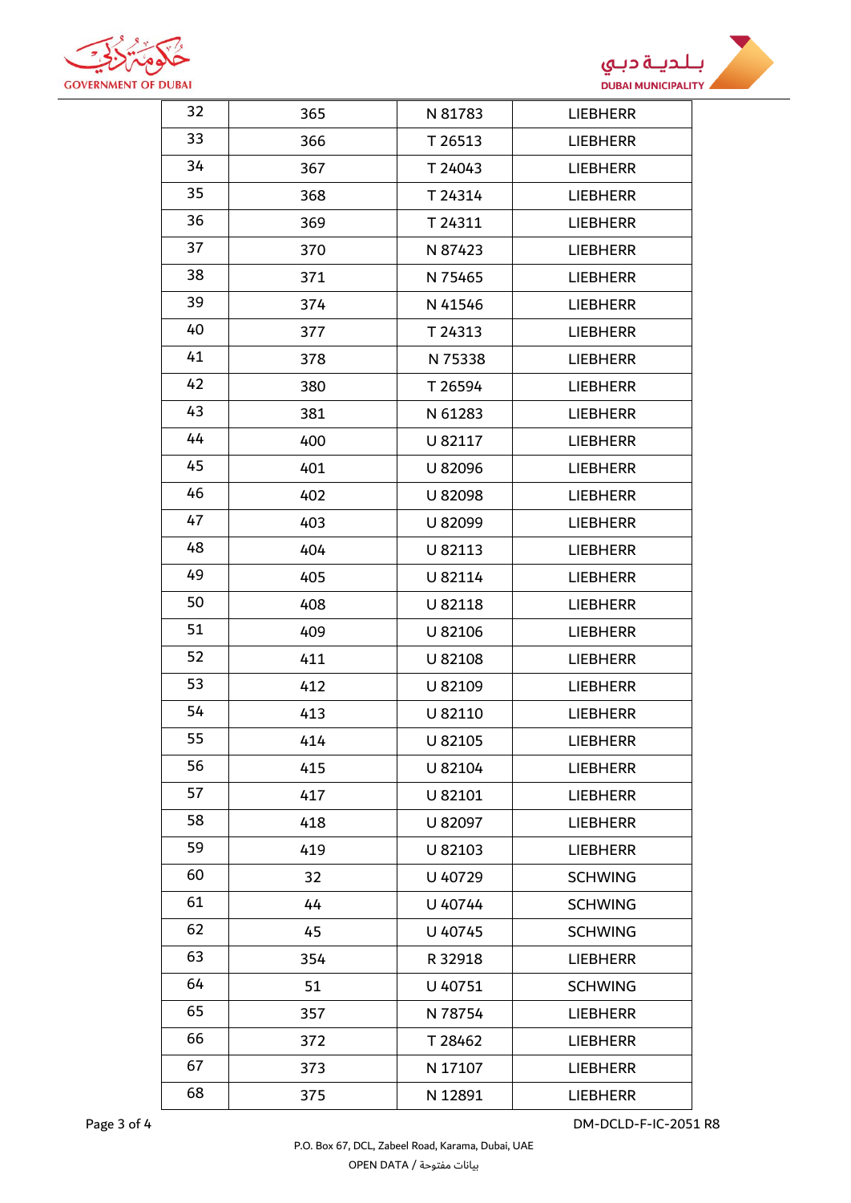| 32 | 365 | N 81783 | LIEBHERR |
|---|---|---|---|
| 33 | 366 | T 26513 | LIEBHERR |
| 34 | 367 | T 24043 | LIEBHERR |
| 35 | 368 | T 24314 | LIEBHERR |
| 36 | 369 | T 24311 | LIEBHERR |
| 37 | 370 | N 87423 | LIEBHERR |
| 38 | 371 | N 75465 | LIEBHERR |
| 39 | 374 | N 41546 | LIEBHERR |
| 40 | 377 | T 24313 | LIEBHERR |
| 41 | 378 | N 75338 | LIEBHERR |
| 42 | 380 | T 26594 | LIEBHERR |
| 43 | 381 | N 61283 | LIEBHERR |
| 44 | 400 | U 82117 | LIEBHERR |
| 45 | 401 | U 82096 | LIEBHERR |
| 46 | 402 | U 82098 | LIEBHERR |
| 47 | 403 | U 82099 | LIEBHERR |
| 48 | 404 | U 82113 | LIEBHERR |
| 49 | 405 | U 82114 | LIEBHERR |
| 50 | 408 | U 82118 | LIEBHERR |
| 51 | 409 | U 82106 | LIEBHERR |
| 52 | 411 | U 82108 | LIEBHERR |
| 53 | 412 | U 82109 | LIEBHERR |
| 54 | 413 | U 82110 | LIEBHERR |
| 55 | 414 | U 82105 | LIEBHERR |
| 56 | 415 | U 82104 | LIEBHERR |
| 57 | 417 | U 82101 | LIEBHERR |
| 58 | 418 | U 82097 | LIEBHERR |
| 59 | 419 | U 82103 | LIEBHERR |
| 60 | 32 | U 40729 | SCHWING |
| 61 | 44 | U 40744 | SCHWING |
| 62 | 45 | U 40745 | SCHWING |
| 63 | 354 | R 32918 | LIEBHERR |
| 64 | 51 | U 40751 | SCHWING |
| 65 | 357 | N 78754 | LIEBHERR |
| 66 | 372 | T 28462 | LIEBHERR |
| 67 | 373 | N 17107 | LIEBHERR |
| 68 | 375 | N 12891 | LIEBHERR |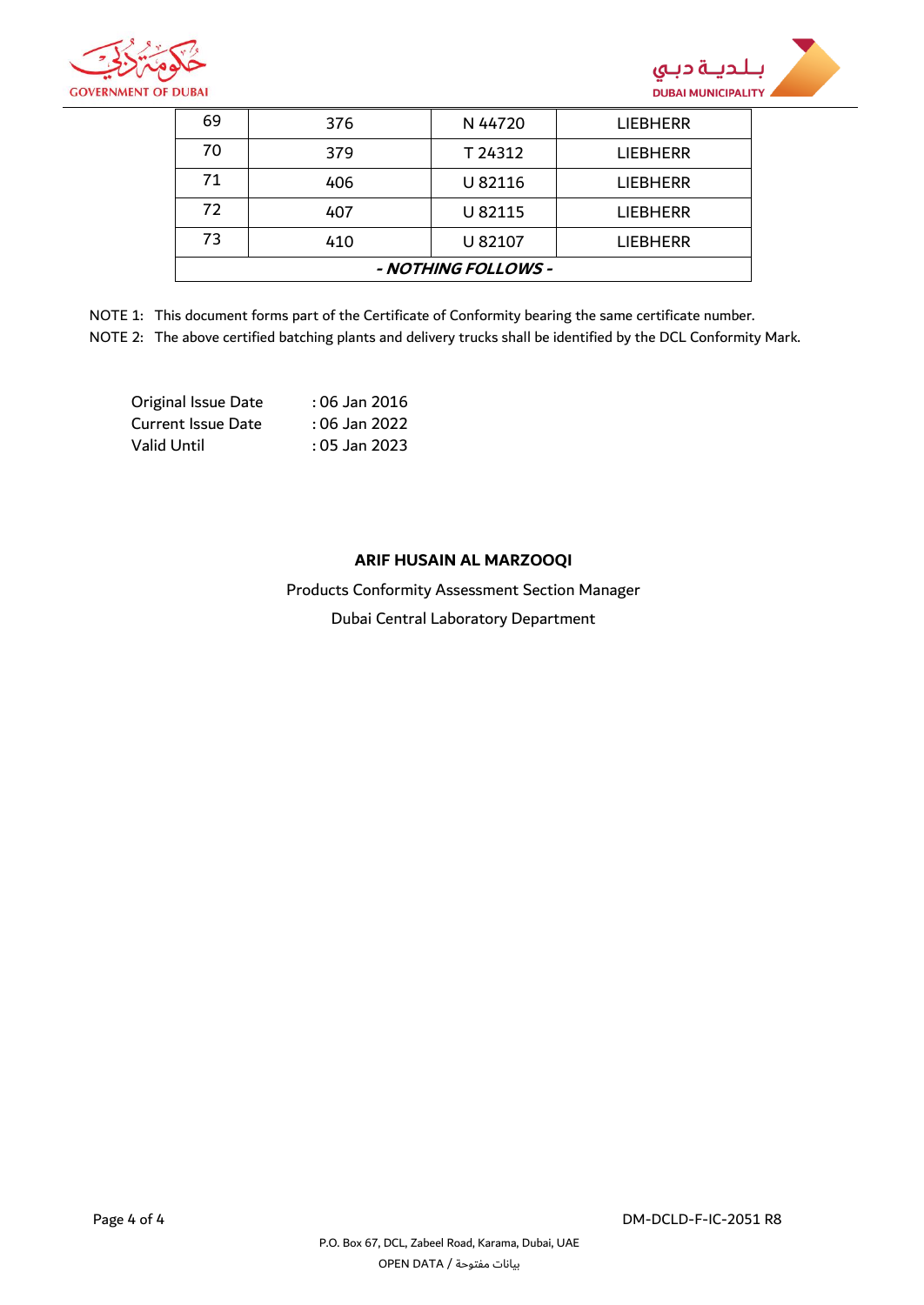| | | | |
|---|---|---|---|
| 69 | 376 | N 44720 | LIEBHERR |
| 70 | 379 | T 24312 | LIEBHERR |
| 71 | 406 | U 82116 | LIEBHERR |
| 72 | 407 | U 82115 | LIEBHERR |
| 73 | 410 | U 82107 | LIEBHERR |
| ***- NOTHING FOLLOWS -*** | | | |

NOTE 1: This document forms part of the Certificate of Conformity bearing the same certificate number.
NOTE 2: The above certified batching plants and delivery trucks shall be identified by the DCL Conformity Mark.

Original Issue Date : 06 Jan 2016
Current Issue Date : 06 Jan 2022
Valid Until : 05 Jan 2023

**ARIF HUSAIN AL MARZOOQI**

Products Conformity Assessment Section Manager

Dubai Central Laboratory Department

DM-DCLD-F-IC-2051 R8

P.O. Box 67, DCL, Zabeel Road, Karama, Dubai, UAE

OPEN DATA / بيانات مفتوحة